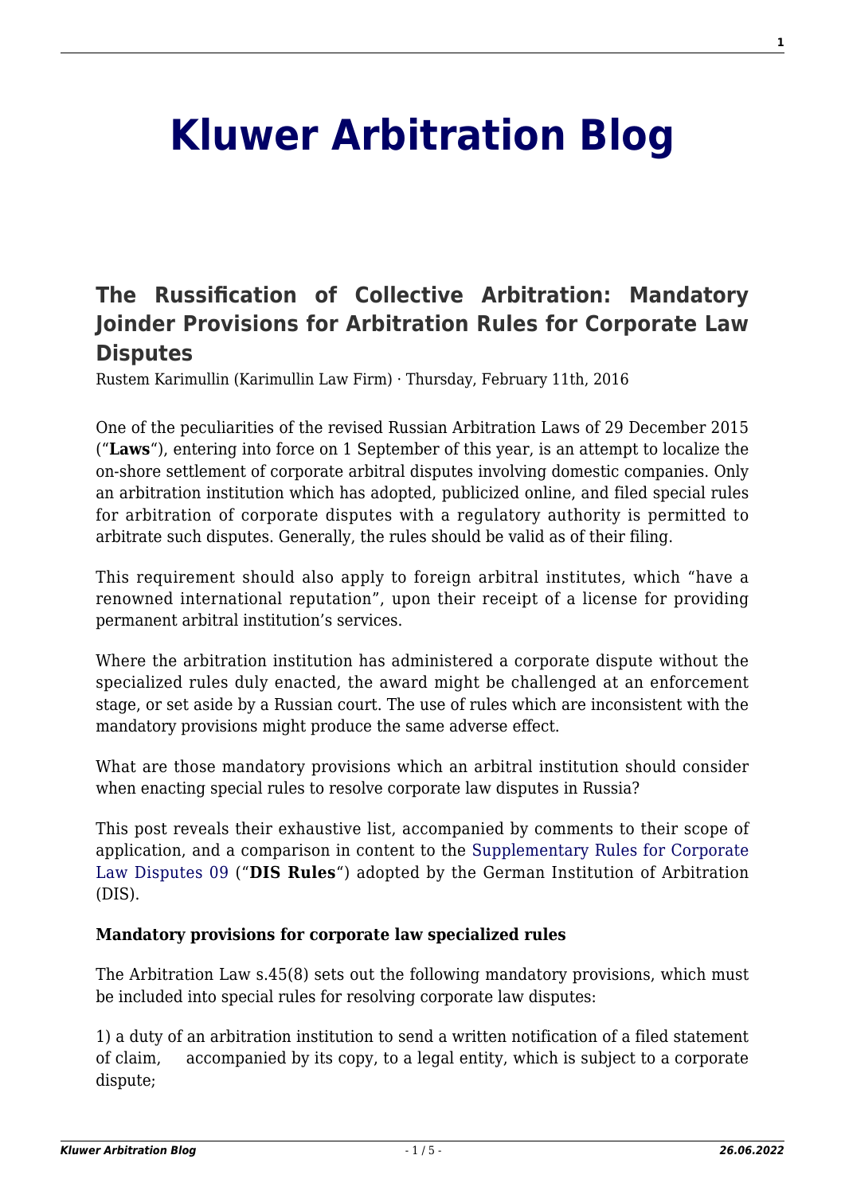# Kluwer Arbitration Blog

## The Russification of Collective Arbitration: Mandatory Joinder Provisions for Arbitration Rules for Corporate Law Disputes

Rustem Karimullin (Karimullin Law Firm) · Thursday, February 11th, 2016

One of the peculiarities of the revised Russian Arbitration Laws of 29 December 2015 ("**Laws**"), entering into force on 1 September of this year, is an attempt to localize the on-shore settlement of corporate arbitral disputes involving domestic companies. Only an arbitration institution which has adopted, publicized online, and filed special rules for arbitration of corporate disputes with a regulatory authority is permitted to arbitrate such disputes. Generally, the rules should be valid as of their filing.

This requirement should also apply to foreign arbitral institutes, which "have a renowned international reputation", upon their receipt of a license for providing permanent arbitral institution's services.

Where the arbitration institution has administered a corporate dispute without the specialized rules duly enacted, the award might be challenged at an enforcement stage, or set aside by a Russian court. The use of rules which are inconsistent with the mandatory provisions might produce the same adverse effect.

What are those mandatory provisions which an arbitral institution should consider when enacting special rules to resolve corporate law disputes in Russia?

This post reveals their exhaustive list, accompanied by comments to their scope of application, and a comparison in content to the Supplementary Rules for Corporate Law Disputes 09 ("**DIS Rules**") adopted by the German Institution of Arbitration (DIS).

**Mandatory provisions for corporate law specialized rules**

The Arbitration Law s.45(8) sets out the following mandatory provisions, which must be included into special rules for resolving corporate law disputes:

1) a duty of an arbitration institution to send a written notification of a filed statement of claim, accompanied by its copy, to a legal entity, which is subject to a corporate dispute;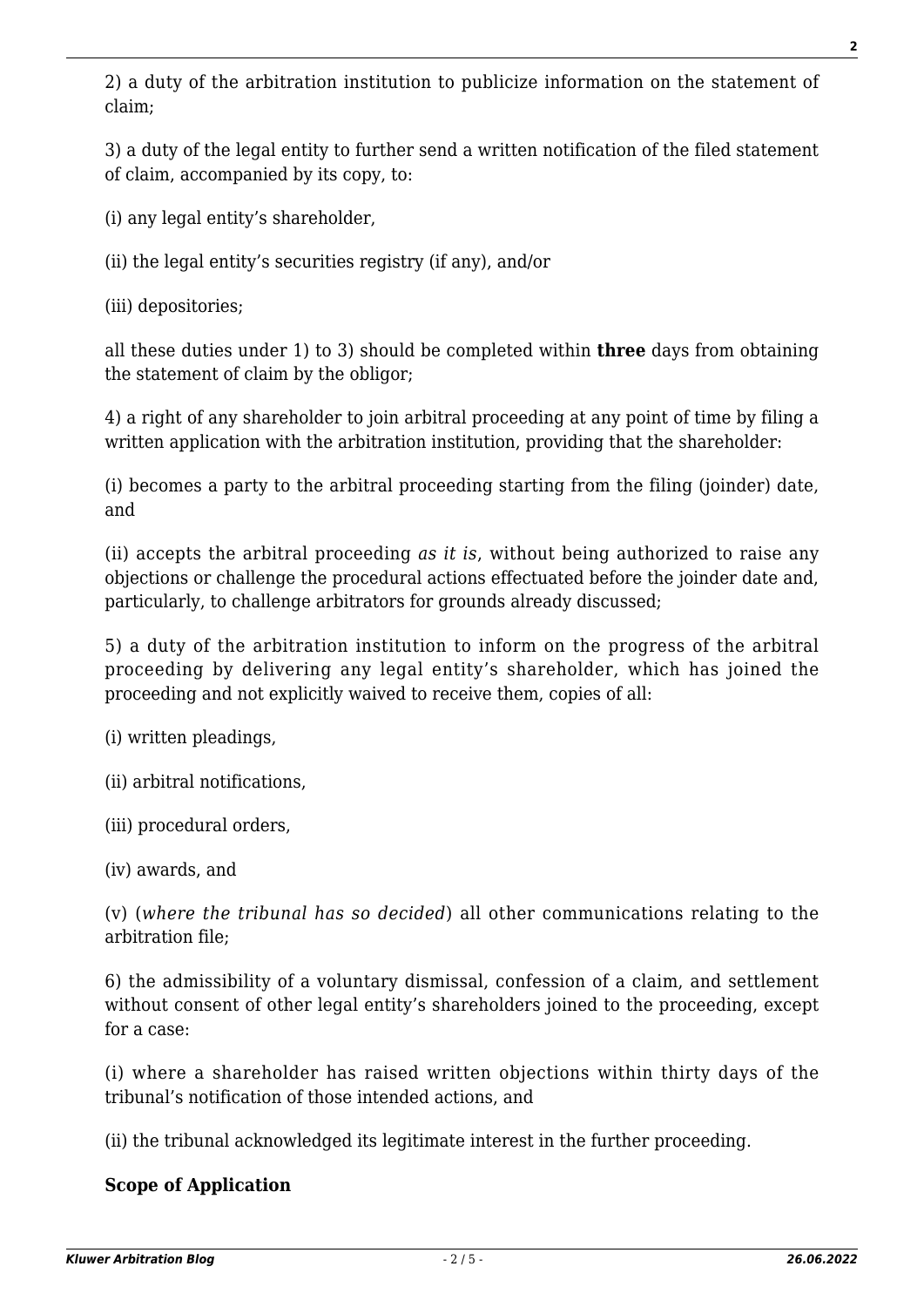2) a duty of the arbitration institution to publicize information on the statement of claim;

3) a duty of the legal entity to further send a written notification of the filed statement of claim, accompanied by its copy, to:

(i) any legal entity's shareholder,

(ii) the legal entity's securities registry (if any), and/or

(iii) depositories;

all these duties under 1) to 3) should be completed within **three** days from obtaining the statement of claim by the obligor;

4) a right of any shareholder to join arbitral proceeding at any point of time by filing a written application with the arbitration institution, providing that the shareholder:

(i) becomes a party to the arbitral proceeding starting from the filing (joinder) date, and

(ii) accepts the arbitral proceeding *as it is*, without being authorized to raise any objections or challenge the procedural actions effectuated before the joinder date and, particularly, to challenge arbitrators for grounds already discussed;

5) a duty of the arbitration institution to inform on the progress of the arbitral proceeding by delivering any legal entity's shareholder, which has joined the proceeding and not explicitly waived to receive them, copies of all:

(i) written pleadings,

(ii) arbitral notifications,

(iii) procedural orders,

(iv) awards, and

(v) (*where the tribunal has so decided*) all other communications relating to the arbitration file;

6) the admissibility of a voluntary dismissal, confession of a claim, and settlement without consent of other legal entity's shareholders joined to the proceeding, except for a case:

(i) where a shareholder has raised written objections within thirty days of the tribunal's notification of those intended actions, and

(ii) the tribunal acknowledged its legitimate interest in the further proceeding.

**Scope of Application**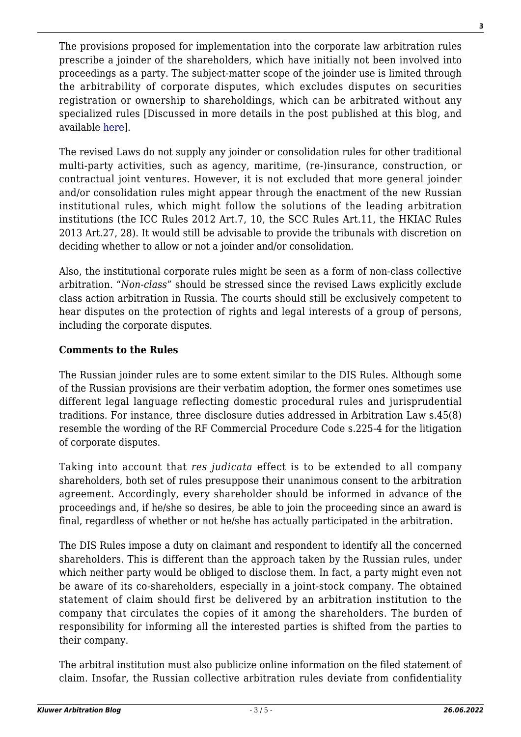The provisions proposed for implementation into the corporate law arbitration rules prescribe a joinder of the shareholders, which have initially not been involved into proceedings as a party. The subject-matter scope of the joinder use is limited through the arbitrability of corporate disputes, which excludes disputes on securities registration or ownership to shareholdings, which can be arbitrated without any specialized rules [Discussed in more details in the post published at this blog, and available here].

The revised Laws do not supply any joinder or consolidation rules for other traditional multi-party activities, such as agency, maritime, (re-)insurance, construction, or contractual joint ventures. However, it is not excluded that more general joinder and/or consolidation rules might appear through the enactment of the new Russian institutional rules, which might follow the solutions of the leading arbitration institutions (the ICC Rules 2012 Art.7, 10, the SCC Rules Art.11, the HKIAC Rules 2013 Art.27, 28). It would still be advisable to provide the tribunals with discretion on deciding whether to allow or not a joinder and/or consolidation.

Also, the institutional corporate rules might be seen as a form of non-class collective arbitration. "*Non-class*" should be stressed since the revised Laws explicitly exclude class action arbitration in Russia. The courts should still be exclusively competent to hear disputes on the protection of rights and legal interests of a group of persons, including the corporate disputes.

**Comments to the Rules**

The Russian joinder rules are to some extent similar to the DIS Rules. Although some of the Russian provisions are their verbatim adoption, the former ones sometimes use different legal language reflecting domestic procedural rules and jurisprudential traditions. For instance, three disclosure duties addressed in Arbitration Law s.45(8) resemble the wording of the RF Commercial Procedure Code s.225-4 for the litigation of corporate disputes.

Taking into account that *res judicata* effect is to be extended to all company shareholders, both set of rules presuppose their unanimous consent to the arbitration agreement. Accordingly, every shareholder should be informed in advance of the proceedings and, if he/she so desires, be able to join the proceeding since an award is final, regardless of whether or not he/she has actually participated in the arbitration.

The DIS Rules impose a duty on claimant and respondent to identify all the concerned shareholders. This is different than the approach taken by the Russian rules, under which neither party would be obliged to disclose them. In fact, a party might even not be aware of its co-shareholders, especially in a joint-stock company. The obtained statement of claim should first be delivered by an arbitration institution to the company that circulates the copies of it among the shareholders. The burden of responsibility for informing all the interested parties is shifted from the parties to their company.

The arbitral institution must also publicize online information on the filed statement of claim. Insofar, the Russian collective arbitration rules deviate from confidentiality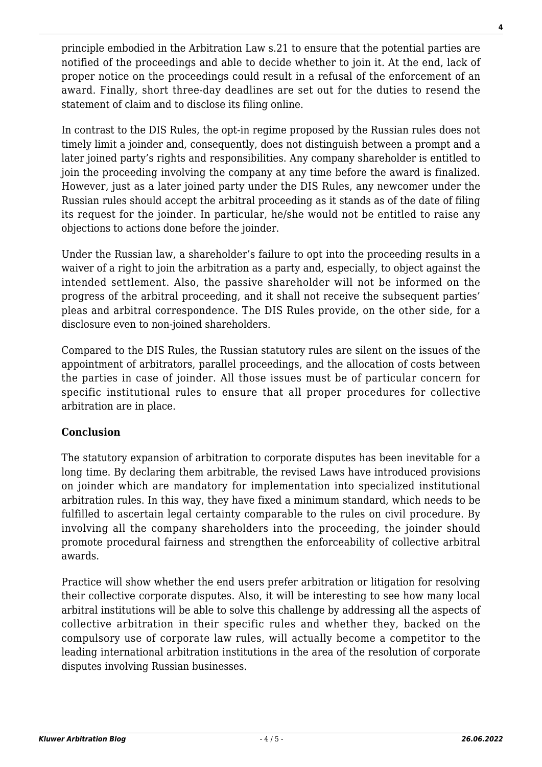principle embodied in the Arbitration Law s.21 to ensure that the potential parties are notified of the proceedings and able to decide whether to join it. At the end, lack of proper notice on the proceedings could result in a refusal of the enforcement of an award. Finally, short three-day deadlines are set out for the duties to resend the statement of claim and to disclose its filing online.

In contrast to the DIS Rules, the opt-in regime proposed by the Russian rules does not timely limit a joinder and, consequently, does not distinguish between a prompt and a later joined party's rights and responsibilities. Any company shareholder is entitled to join the proceeding involving the company at any time before the award is finalized. However, just as a later joined party under the DIS Rules, any newcomer under the Russian rules should accept the arbitral proceeding as it stands as of the date of filing its request for the joinder. In particular, he/she would not be entitled to raise any objections to actions done before the joinder.

Under the Russian law, a shareholder's failure to opt into the proceeding results in a waiver of a right to join the arbitration as a party and, especially, to object against the intended settlement. Also, the passive shareholder will not be informed on the progress of the arbitral proceeding, and it shall not receive the subsequent parties' pleas and arbitral correspondence. The DIS Rules provide, on the other side, for a disclosure even to non-joined shareholders.

Compared to the DIS Rules, the Russian statutory rules are silent on the issues of the appointment of arbitrators, parallel proceedings, and the allocation of costs between the parties in case of joinder. All those issues must be of particular concern for specific institutional rules to ensure that all proper procedures for collective arbitration are in place.

**Conclusion**

The statutory expansion of arbitration to corporate disputes has been inevitable for a long time. By declaring them arbitrable, the revised Laws have introduced provisions on joinder which are mandatory for implementation into specialized institutional arbitration rules. In this way, they have fixed a minimum standard, which needs to be fulfilled to ascertain legal certainty comparable to the rules on civil procedure. By involving all the company shareholders into the proceeding, the joinder should promote procedural fairness and strengthen the enforceability of collective arbitral awards.

Practice will show whether the end users prefer arbitration or litigation for resolving their collective corporate disputes. Also, it will be interesting to see how many local arbitral institutions will be able to solve this challenge by addressing all the aspects of collective arbitration in their specific rules and whether they, backed on the compulsory use of corporate law rules, will actually become a competitor to the leading international arbitration institutions in the area of the resolution of corporate disputes involving Russian businesses.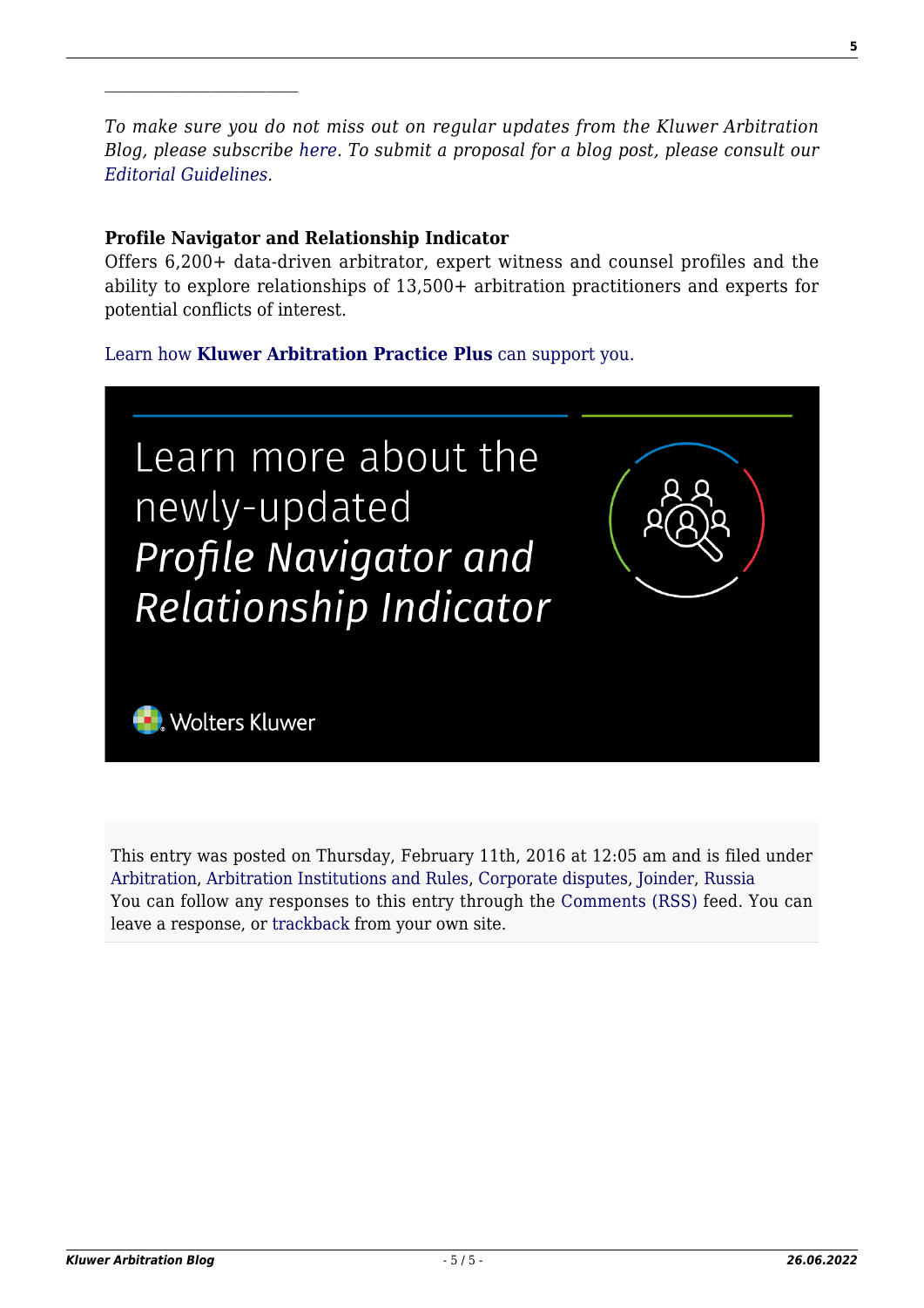---

*To make sure you do not miss out on regular updates from the Kluwer Arbitration Blog, please subscribe here. To submit a proposal for a blog post, please consult our Editorial Guidelines.*

**Profile Navigator and Relationship Indicator**
Offers 6,200+ data-driven arbitrator, expert witness and counsel profiles and the ability to explore relationships of 13,500+ arbitration practitioners and experts for potential conflicts of interest.

Learn how **Kluwer Arbitration Practice Plus** can support you.

Learn more about the newly-updated *Profile Navigator and Relationship Indicator*

Wolters Kluwer

This entry was posted on Thursday, February 11th, 2016 at 12:05 am and is filed under Arbitration, Arbitration Institutions and Rules, Corporate disputes, Joinder, Russia
You can follow any responses to this entry through the Comments (RSS) feed. You can leave a response, or trackback from your own site.